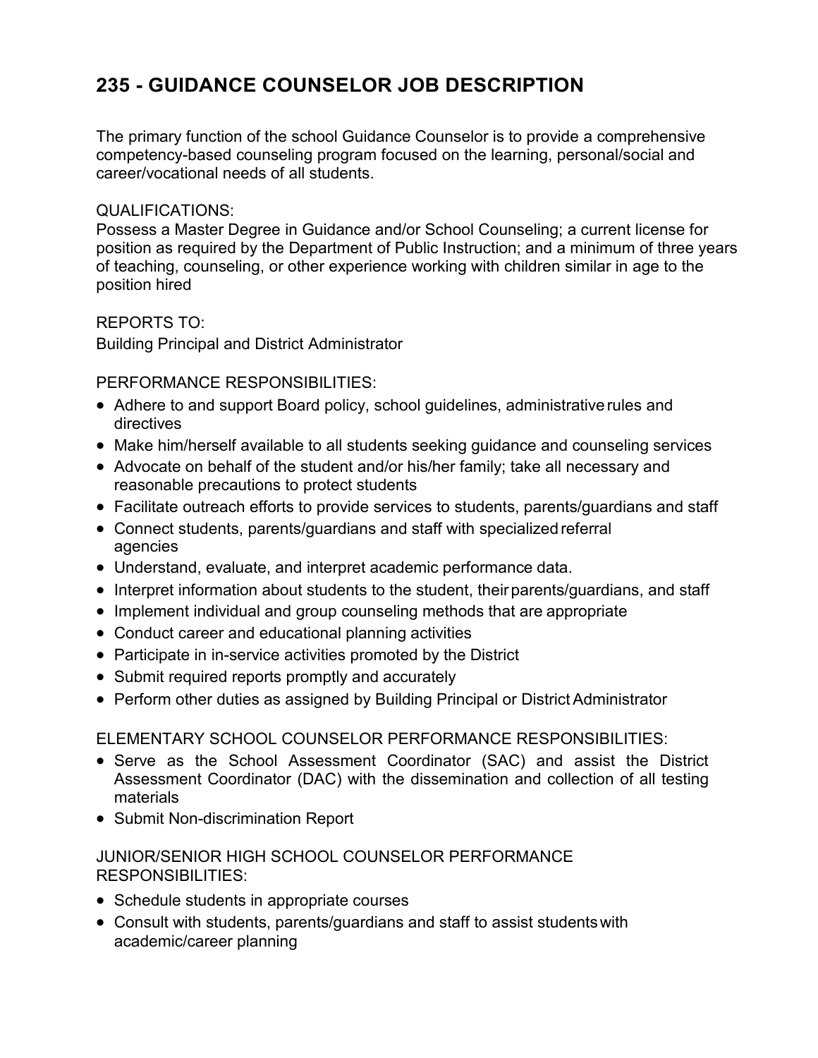# 235 - GUIDANCE COUNSELOR JOB DESCRIPTION

The primary function of the school Guidance Counselor is to provide a comprehensive competency-based counseling program focused on the learning, personal/social and career/vocational needs of all students.

QUALIFICATIONS:
Possess a Master Degree in Guidance and/or School Counseling; a current license for position as required by the Department of Public Instruction; and a minimum of three years of teaching, counseling, or other experience working with children similar in age to the position hired

REPORTS TO:
Building Principal and District Administrator

PERFORMANCE RESPONSIBILITIES:

- Adhere to and support Board policy, school guidelines, administrative rules and directives
- Make him/herself available to all students seeking guidance and counseling services
- Advocate on behalf of the student and/or his/her family; take all necessary and reasonable precautions to protect students
- Facilitate outreach efforts to provide services to students, parents/guardians and staff
- Connect students, parents/guardians and staff with specialized referral agencies
- Understand, evaluate, and interpret academic performance data.
- Interpret information about students to the student, their parents/guardians, and staff
- Implement individual and group counseling methods that are appropriate
- Conduct career and educational planning activities
- Participate in in-service activities promoted by the District
- Submit required reports promptly and accurately
- Perform other duties as assigned by Building Principal or District Administrator

ELEMENTARY SCHOOL COUNSELOR PERFORMANCE RESPONSIBILITIES:

- Serve as the School Assessment Coordinator (SAC) and assist the District Assessment Coordinator (DAC) with the dissemination and collection of all testing materials
- Submit Non-discrimination Report

JUNIOR/SENIOR HIGH SCHOOL COUNSELOR PERFORMANCE RESPONSIBILITIES:

- Schedule students in appropriate courses
- Consult with students, parents/guardians and staff to assist students with academic/career planning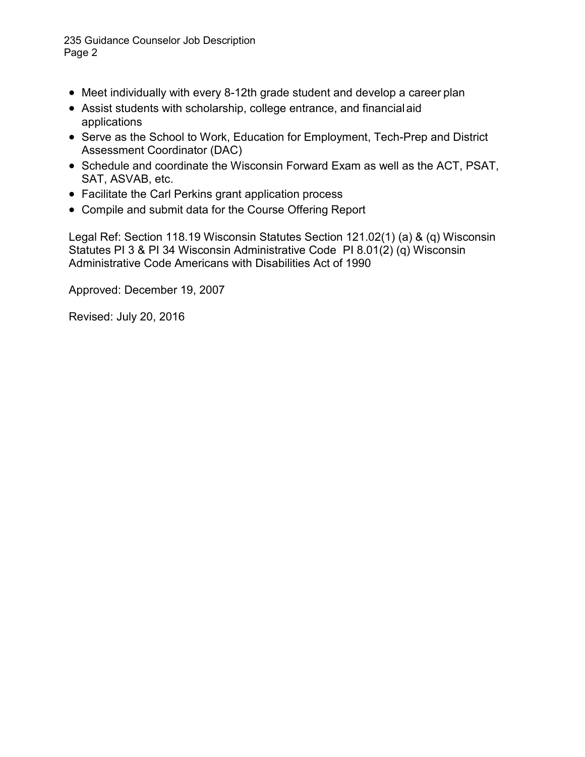- Meet individually with every 8-12th grade student and develop a career plan
- Assist students with scholarship, college entrance, and financial aid applications
- Serve as the School to Work, Education for Employment, Tech-Prep and District Assessment Coordinator (DAC)
- Schedule and coordinate the Wisconsin Forward Exam as well as the ACT, PSAT, SAT, ASVAB, etc.
- Facilitate the Carl Perkins grant application process
- Compile and submit data for the Course Offering Report

Legal Ref: Section 118.19 Wisconsin Statutes Section 121.02(1) (a) & (q) Wisconsin Statutes PI 3 & PI 34 Wisconsin Administrative Code PI 8.01(2) (q) Wisconsin Administrative Code Americans with Disabilities Act of 1990

Approved: December 19, 2007

Revised: July 20, 2016